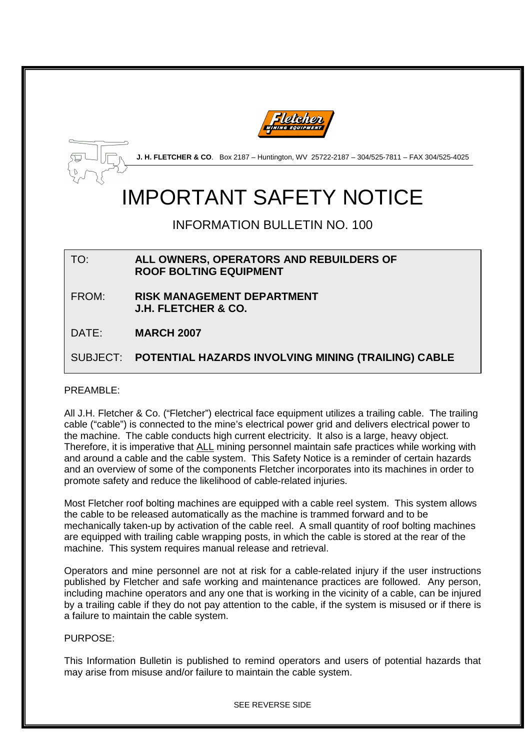**J. H. FLETCHER & CO**. Box 2187 – Huntington, WV 25722-2187 – 304/525-7811 – FAX 304/525-4025

# IMPORTANT SAFETY NOTICE

## INFORMATION BULLETIN NO. 100

| | |
|---|---|
| TO: | **ALL OWNERS, OPERATORS AND REBUILDERS OF ROOF BOLTING EQUIPMENT** |
| FROM: | **RISK MANAGEMENT DEPARTMENT J.H. FLETCHER & CO.** |
| DATE: | **MARCH 2007** |
| SUBJECT: | **POTENTIAL HAZARDS INVOLVING MINING (TRAILING) CABLE** |

PREAMBLE:

All J.H. Fletcher & Co. ("Fletcher") electrical face equipment utilizes a trailing cable. The trailing cable ("cable") is connected to the mine's electrical power grid and delivers electrical power to the machine. The cable conducts high current electricity. It also is a large, heavy object. Therefore, it is imperative that ALL mining personnel maintain safe practices while working with and around a cable and the cable system. This Safety Notice is a reminder of certain hazards and an overview of some of the components Fletcher incorporates into its machines in order to promote safety and reduce the likelihood of cable-related injuries.

Most Fletcher roof bolting machines are equipped with a cable reel system. This system allows the cable to be released automatically as the machine is trammed forward and to be mechanically taken-up by activation of the cable reel. A small quantity of roof bolting machines are equipped with trailing cable wrapping posts, in which the cable is stored at the rear of the machine. This system requires manual release and retrieval.

Operators and mine personnel are not at risk for a cable-related injury if the user instructions published by Fletcher and safe working and maintenance practices are followed. Any person, including machine operators and any one that is working in the vicinity of a cable, can be injured by a trailing cable if they do not pay attention to the cable, if the system is misused or if there is a failure to maintain the cable system.

PURPOSE:

This Information Bulletin is published to remind operators and users of potential hazards that may arise from misuse and/or failure to maintain the cable system.

SEE REVERSE SIDE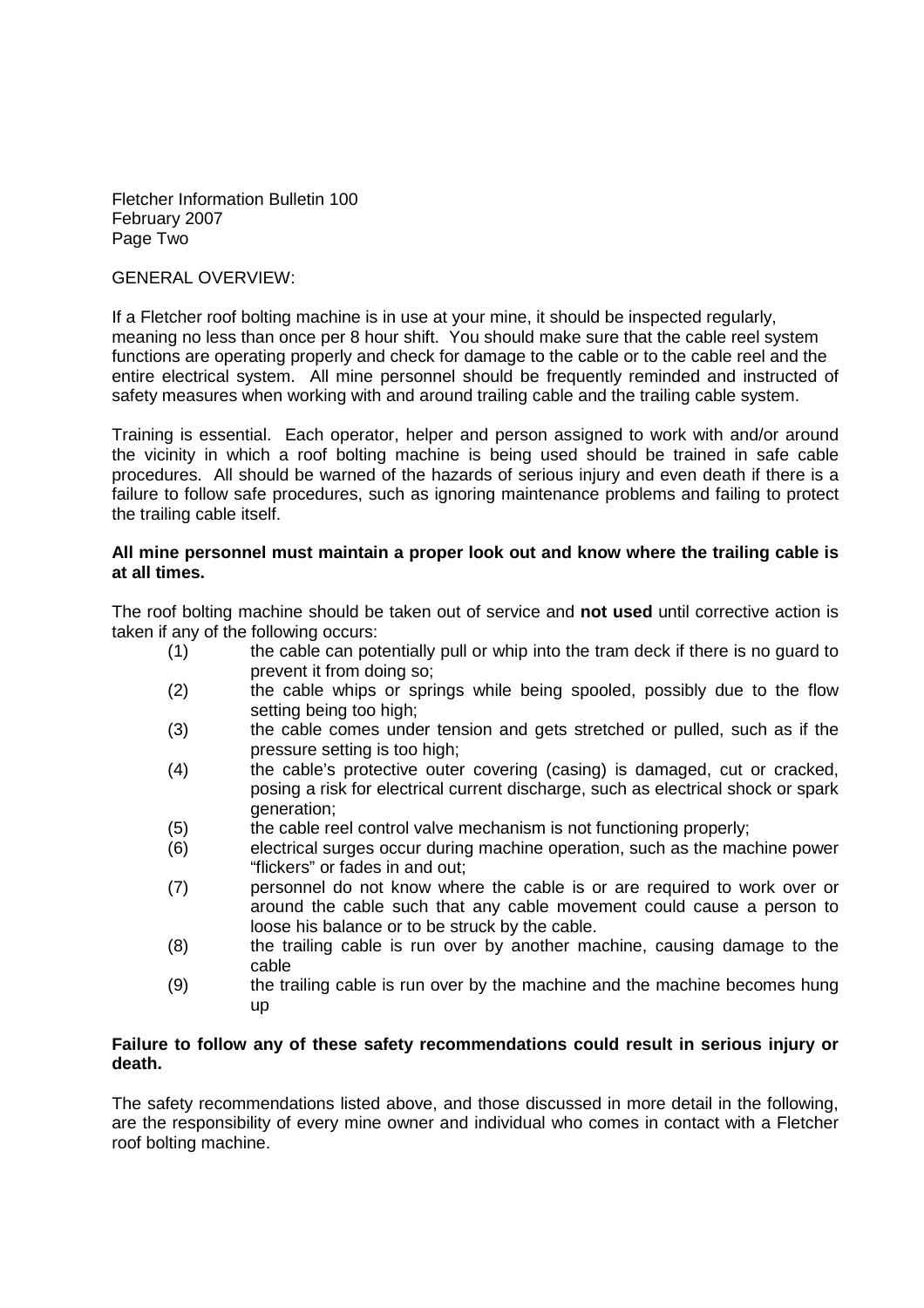GENERAL OVERVIEW:

If a Fletcher roof bolting machine is in use at your mine, it should be inspected regularly, meaning no less than once per 8 hour shift. You should make sure that the cable reel system functions are operating properly and check for damage to the cable or to the cable reel and the entire electrical system. All mine personnel should be frequently reminded and instructed of safety measures when working with and around trailing cable and the trailing cable system.

Training is essential. Each operator, helper and person assigned to work with and/or around the vicinity in which a roof bolting machine is being used should be trained in safe cable procedures. All should be warned of the hazards of serious injury and even death if there is a failure to follow safe procedures, such as ignoring maintenance problems and failing to protect the trailing cable itself.

**All mine personnel must maintain a proper look out and know where the trailing cable is at all times.**

The roof bolting machine should be taken out of service and **not used** until corrective action is taken if any of the following occurs:

(1) the cable can potentially pull or whip into the tram deck if there is no guard to prevent it from doing so;
(2) the cable whips or springs while being spooled, possibly due to the flow setting being too high;
(3) the cable comes under tension and gets stretched or pulled, such as if the pressure setting is too high;
(4) the cable's protective outer covering (casing) is damaged, cut or cracked, posing a risk for electrical current discharge, such as electrical shock or spark generation;
(5) the cable reel control valve mechanism is not functioning properly;
(6) electrical surges occur during machine operation, such as the machine power "flickers" or fades in and out;
(7) personnel do not know where the cable is or are required to work over or around the cable such that any cable movement could cause a person to loose his balance or to be struck by the cable.
(8) the trailing cable is run over by another machine, causing damage to the cable
(9) the trailing cable is run over by the machine and the machine becomes hung up

**Failure to follow any of these safety recommendations could result in serious injury or death.**

The safety recommendations listed above, and those discussed in more detail in the following, are the responsibility of every mine owner and individual who comes in contact with a Fletcher roof bolting machine.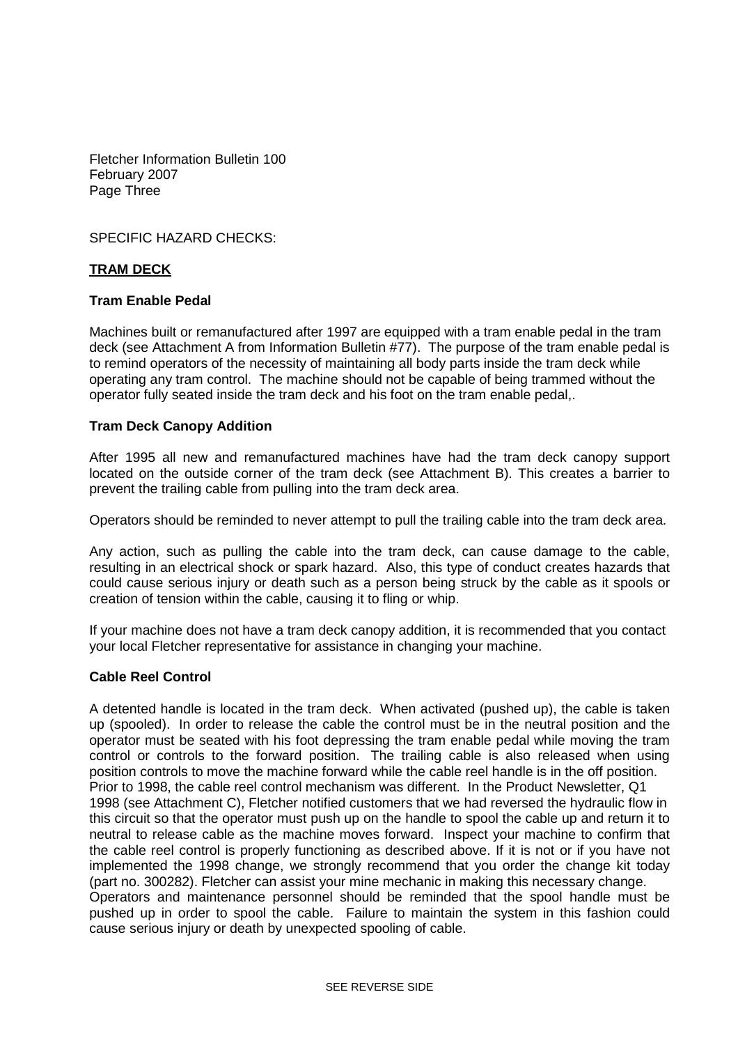Fletcher Information Bulletin 100
February 2007
Page Three

SPECIFIC HAZARD CHECKS:

## TRAM DECK

### Tram Enable Pedal

Machines built or remanufactured after 1997 are equipped with a tram enable pedal in the tram deck (see Attachment A from Information Bulletin #77). The purpose of the tram enable pedal is to remind operators of the necessity of maintaining all body parts inside the tram deck while operating any tram control. The machine should not be capable of being trammed without the operator fully seated inside the tram deck and his foot on the tram enable pedal,.

### Tram Deck Canopy Addition

After 1995 all new and remanufactured machines have had the tram deck canopy support located on the outside corner of the tram deck (see Attachment B). This creates a barrier to prevent the trailing cable from pulling into the tram deck area.

Operators should be reminded to never attempt to pull the trailing cable into the tram deck area.

Any action, such as pulling the cable into the tram deck, can cause damage to the cable, resulting in an electrical shock or spark hazard. Also, this type of conduct creates hazards that could cause serious injury or death such as a person being struck by the cable as it spools or creation of tension within the cable, causing it to fling or whip.

If your machine does not have a tram deck canopy addition, it is recommended that you contact your local Fletcher representative for assistance in changing your machine.

### Cable Reel Control

A detented handle is located in the tram deck. When activated (pushed up), the cable is taken up (spooled). In order to release the cable the control must be in the neutral position and the operator must be seated with his foot depressing the tram enable pedal while moving the tram control or controls to the forward position. The trailing cable is also released when using position controls to move the machine forward while the cable reel handle is in the off position. Prior to 1998, the cable reel control mechanism was different. In the Product Newsletter, Q1 1998 (see Attachment C), Fletcher notified customers that we had reversed the hydraulic flow in this circuit so that the operator must push up on the handle to spool the cable up and return it to neutral to release cable as the machine moves forward. Inspect your machine to confirm that the cable reel control is properly functioning as described above. If it is not or if you have not implemented the 1998 change, we strongly recommend that you order the change kit today (part no. 300282). Fletcher can assist your mine mechanic in making this necessary change. Operators and maintenance personnel should be reminded that the spool handle must be pushed up in order to spool the cable. Failure to maintain the system in this fashion could cause serious injury or death by unexpected spooling of cable.

SEE REVERSE SIDE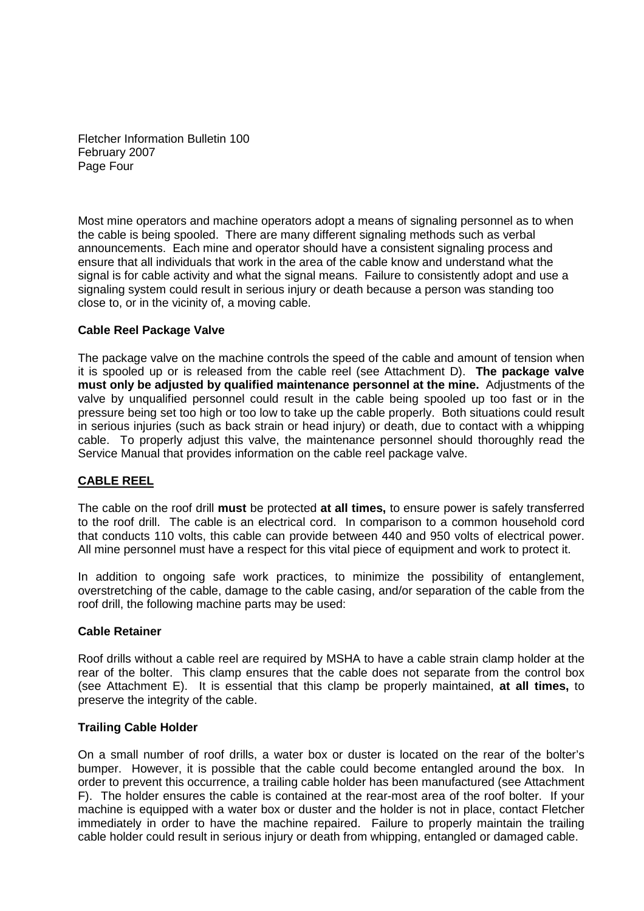Most mine operators and machine operators adopt a means of signaling personnel as to when the cable is being spooled. There are many different signaling methods such as verbal announcements. Each mine and operator should have a consistent signaling process and ensure that all individuals that work in the area of the cable know and understand what the signal is for cable activity and what the signal means. Failure to consistently adopt and use a signaling system could result in serious injury or death because a person was standing too close to, or in the vicinity of, a moving cable.

**Cable Reel Package Valve**

The package valve on the machine controls the speed of the cable and amount of tension when it is spooled up or is released from the cable reel (see Attachment D). **The package valve must only be adjusted by qualified maintenance personnel at the mine.** Adjustments of the valve by unqualified personnel could result in the cable being spooled up too fast or in the pressure being set too high or too low to take up the cable properly. Both situations could result in serious injuries (such as back strain or head injury) or death, due to contact with a whipping cable. To properly adjust this valve, the maintenance personnel should thoroughly read the Service Manual that provides information on the cable reel package valve.

## CABLE REEL

The cable on the roof drill **must** be protected **at all times,** to ensure power is safely transferred to the roof drill. The cable is an electrical cord. In comparison to a common household cord that conducts 110 volts, this cable can provide between 440 and 950 volts of electrical power. All mine personnel must have a respect for this vital piece of equipment and work to protect it.

In addition to ongoing safe work practices, to minimize the possibility of entanglement, overstretching of the cable, damage to the cable casing, and/or separation of the cable from the roof drill, the following machine parts may be used:

**Cable Retainer**

Roof drills without a cable reel are required by MSHA to have a cable strain clamp holder at the rear of the bolter. This clamp ensures that the cable does not separate from the control box (see Attachment E). It is essential that this clamp be properly maintained, **at all times,** to preserve the integrity of the cable.

**Trailing Cable Holder**

On a small number of roof drills, a water box or duster is located on the rear of the bolter's bumper. However, it is possible that the cable could become entangled around the box. In order to prevent this occurrence, a trailing cable holder has been manufactured (see Attachment F). The holder ensures the cable is contained at the rear-most area of the roof bolter. If your machine is equipped with a water box or duster and the holder is not in place, contact Fletcher immediately in order to have the machine repaired. Failure to properly maintain the trailing cable holder could result in serious injury or death from whipping, entangled or damaged cable.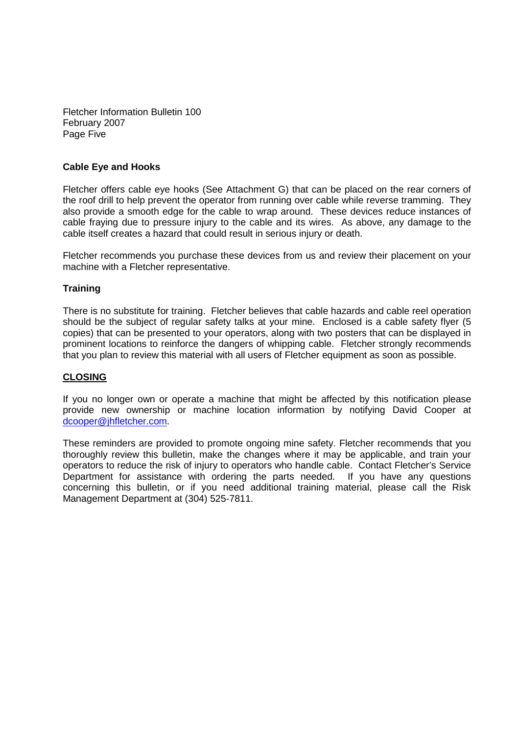## Cable Eye and Hooks

Fletcher offers cable eye hooks (See Attachment G) that can be placed on the rear corners of the roof drill to help prevent the operator from running over cable while reverse tramming. They also provide a smooth edge for the cable to wrap around. These devices reduce instances of cable fraying due to pressure injury to the cable and its wires. As above, any damage to the cable itself creates a hazard that could result in serious injury or death.

Fletcher recommends you purchase these devices from us and review their placement on your machine with a Fletcher representative.

## Training

There is no substitute for training. Fletcher believes that cable hazards and cable reel operation should be the subject of regular safety talks at your mine. Enclosed is a cable safety flyer (5 copies) that can be presented to your operators, along with two posters that can be displayed in prominent locations to reinforce the dangers of whipping cable. Fletcher strongly recommends that you plan to review this material with all users of Fletcher equipment as soon as possible.

## CLOSING

If you no longer own or operate a machine that might be affected by this notification please provide new ownership or machine location information by notifying David Cooper at dcooper@jhfletcher.com.

These reminders are provided to promote ongoing mine safety. Fletcher recommends that you thoroughly review this bulletin, make the changes where it may be applicable, and train your operators to reduce the risk of injury to operators who handle cable. Contact Fletcher's Service Department for assistance with ordering the parts needed. If you have any questions concerning this bulletin, or if you need additional training material, please call the Risk Management Department at (304) 525-7811.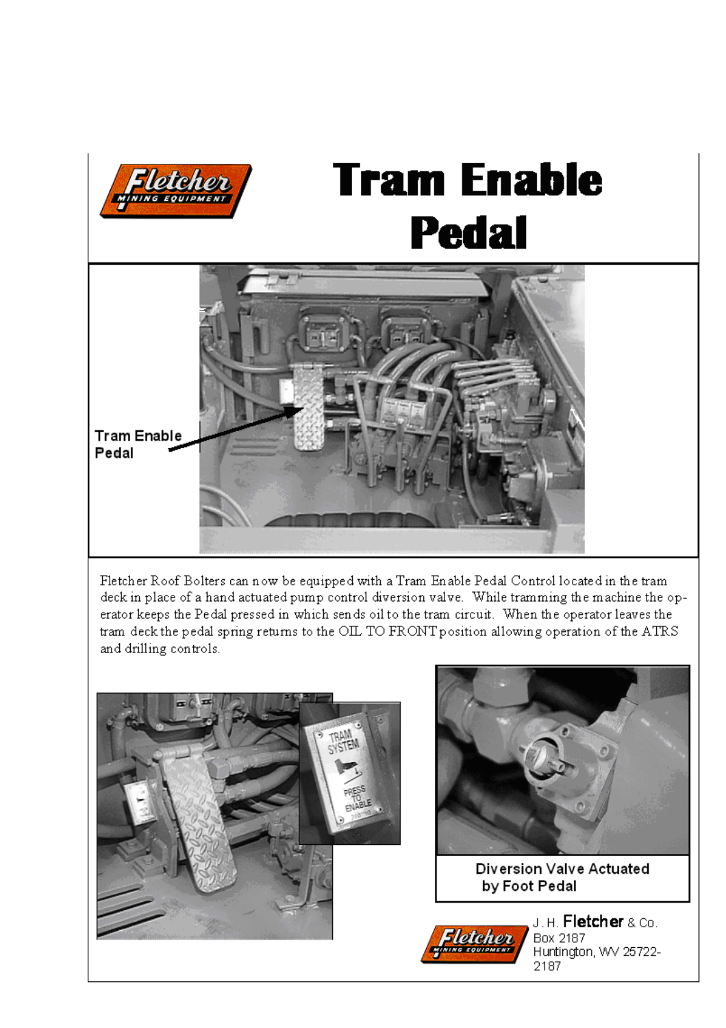# Tram Enable Pedal

Tram Enable Pedal

Fletcher Roof Bolters can now be equipped with a Tram Enable Pedal Control located in the tram deck in place of a hand actuated pump control diversion valve. While tramming the machine the operator keeps the Pedal pressed in which sends oil to the tram circuit. When the operator leaves the tram deck the pedal spring returns to the OIL TO FRONT position allowing operation of the ATRS and drilling controls.

Diversion Valve Actuated by Foot Pedal

J. H. **Fletcher** & Co.
Box 2187
Huntington, WV 25722-2187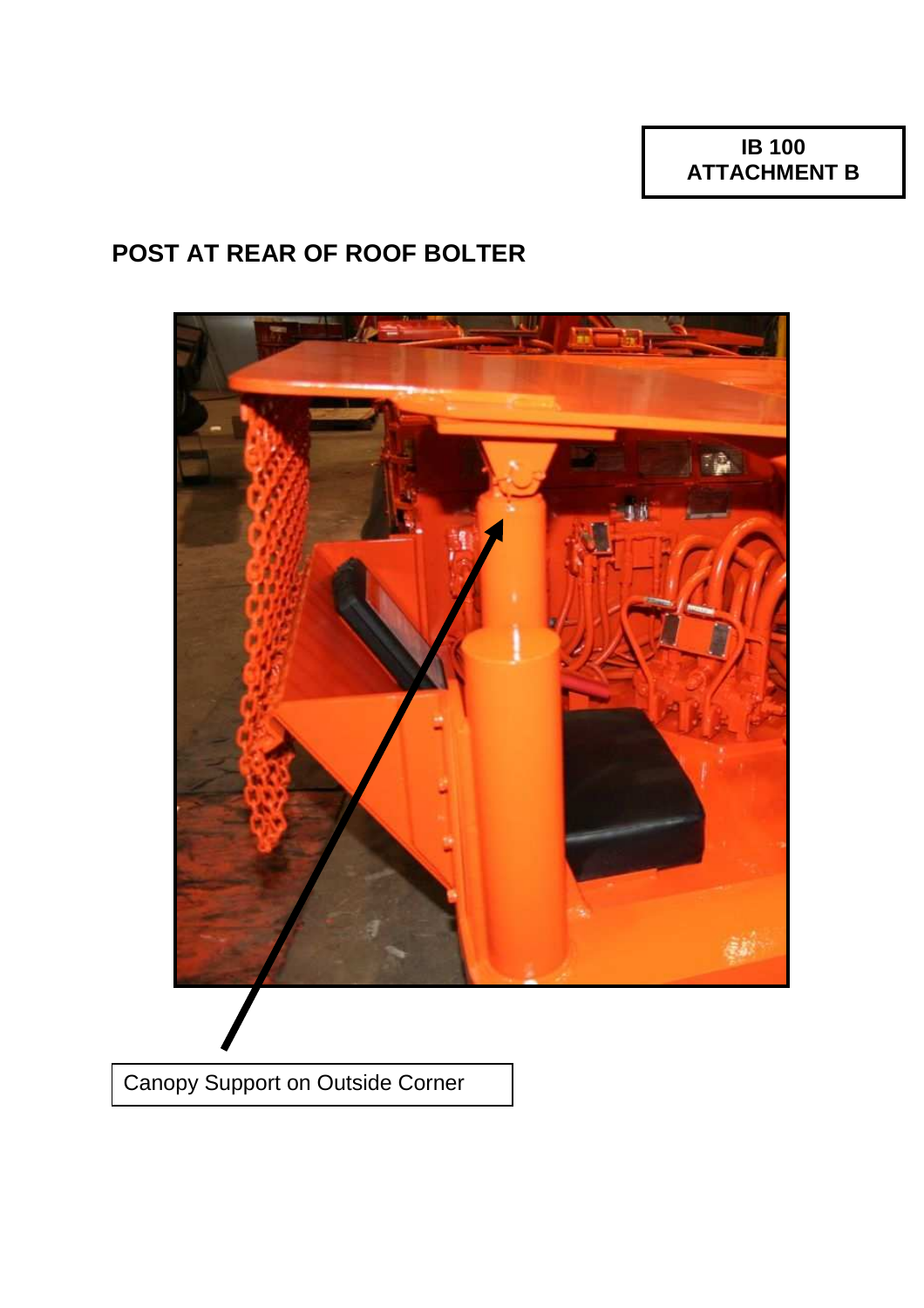**IB 100**
**ATTACHMENT B**

## POST AT REAR OF ROOF BOLTER

Canopy Support on Outside Corner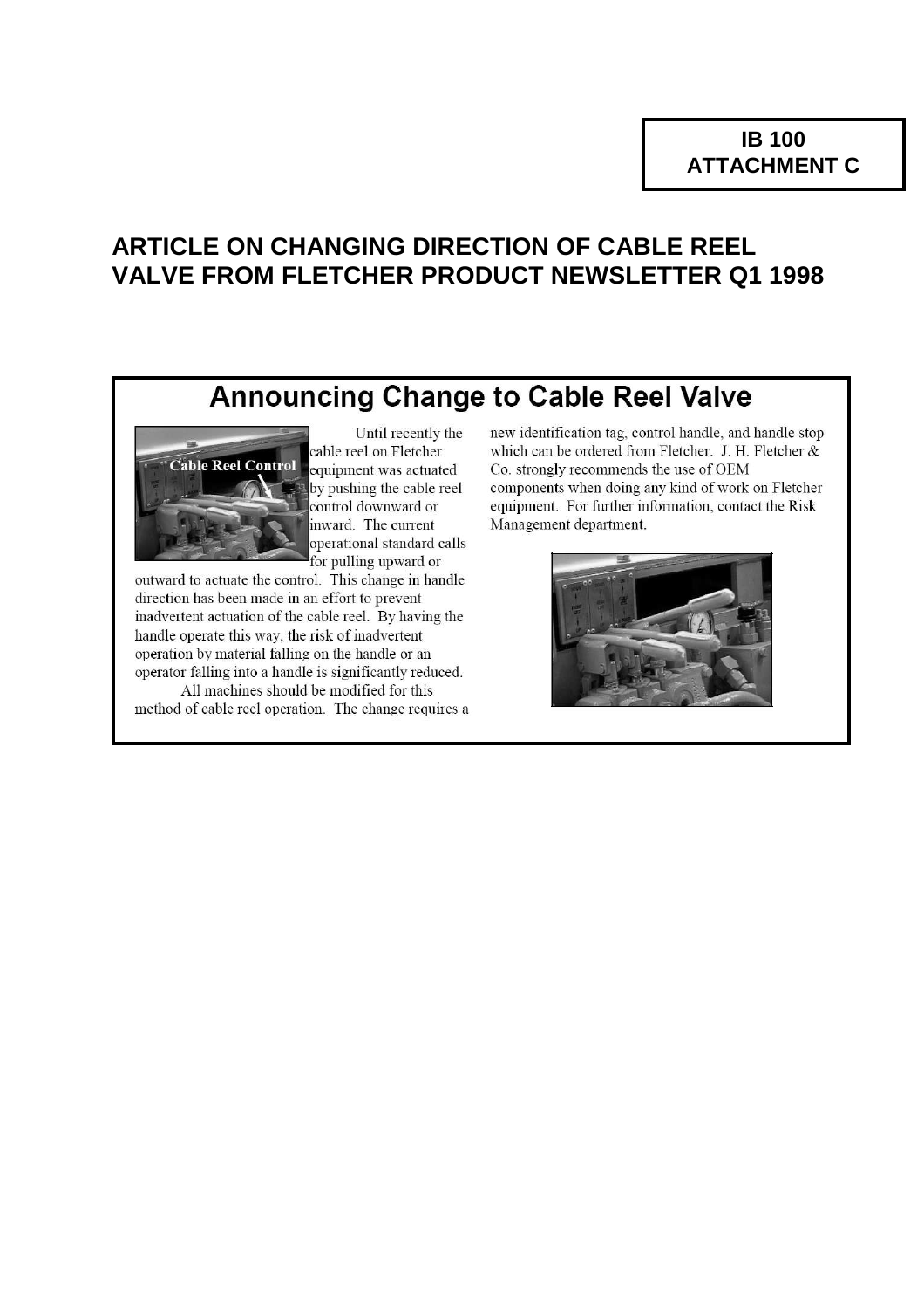**IB 100**
**ATTACHMENT C**

## ARTICLE ON CHANGING DIRECTION OF CABLE REEL VALVE FROM FLETCHER PRODUCT NEWSLETTER Q1 1998

### Announcing Change to Cable Reel Valve

Cable Reel Control

Until recently the cable reel on Fletcher equipment was actuated by pushing the cable reel control downward or inward. The current operational standard calls for pulling upward or outward to actuate the control. This change in handle direction has been made in an effort to prevent inadvertent actuation of the cable reel. By having the handle operate this way, the risk of inadvertent operation by material falling on the handle or an operator falling into a handle is significantly reduced.

All machines should be modified for this method of cable reel operation. The change requires a new identification tag, control handle, and handle stop which can be ordered from Fletcher. J. H. Fletcher & Co. strongly recommends the use of OEM components when doing any kind of work on Fletcher equipment. For further information, contact the Risk Management department.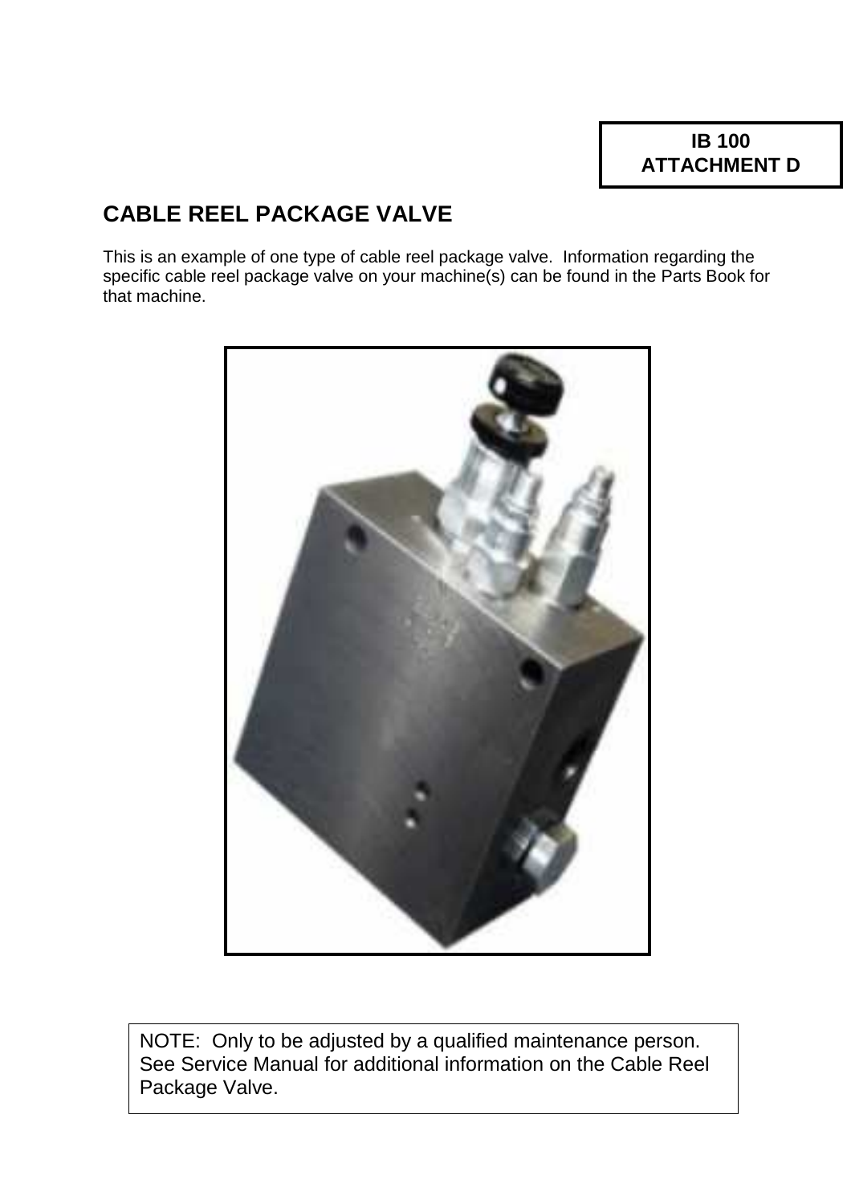**IB 100**
**ATTACHMENT D**

## CABLE REEL PACKAGE VALVE

This is an example of one type of cable reel package valve. Information regarding the specific cable reel package valve on your machine(s) can be found in the Parts Book for that machine.

NOTE: Only to be adjusted by a qualified maintenance person. See Service Manual for additional information on the Cable Reel Package Valve.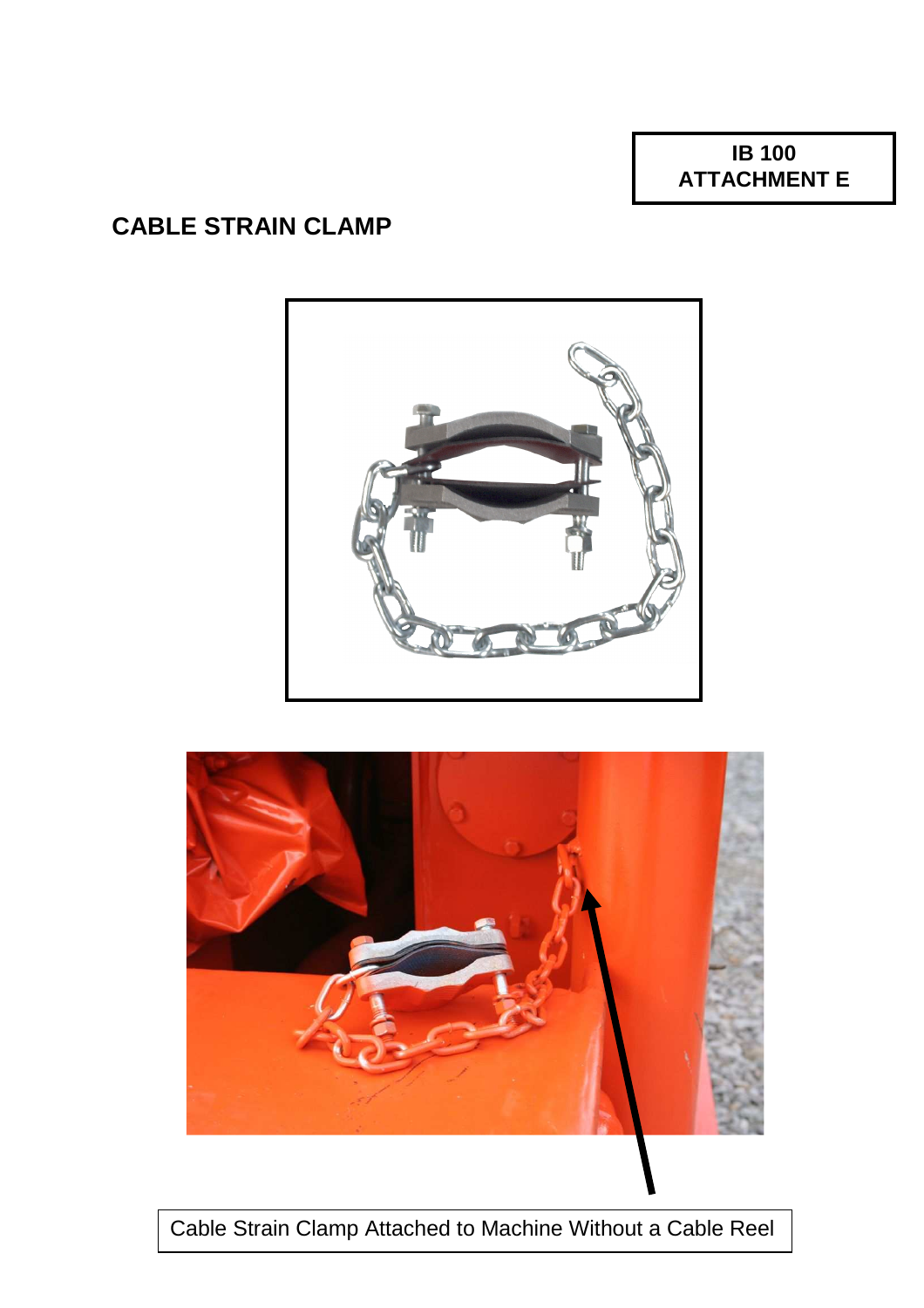**IB 100**
**ATTACHMENT E**

## CABLE STRAIN CLAMP

Cable Strain Clamp Attached to Machine Without a Cable Reel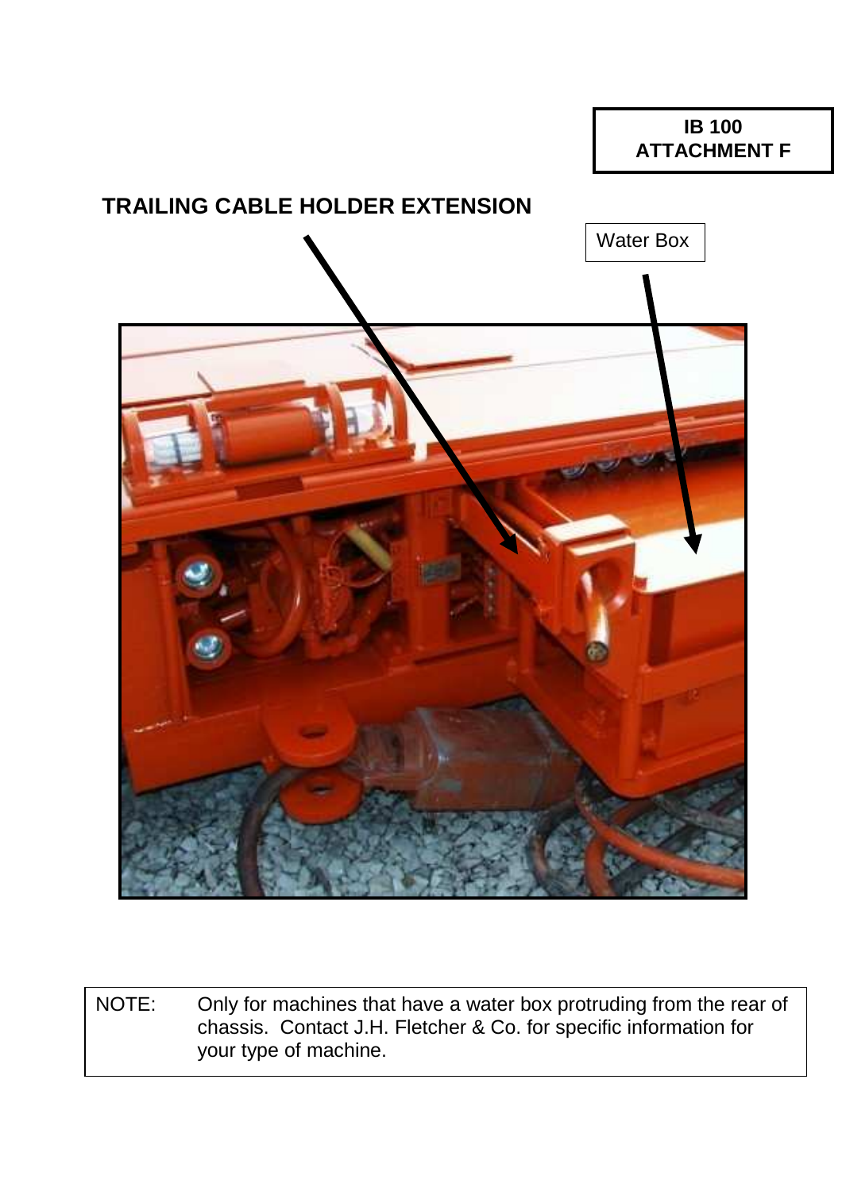**IB 100**
**ATTACHMENT F**

## TRAILING CABLE HOLDER EXTENSION

Water Box

| NOTE: | Only for machines that have a water box protruding from the rear of chassis. Contact J.H. Fletcher & Co. for specific information for your type of machine. |
|---|---|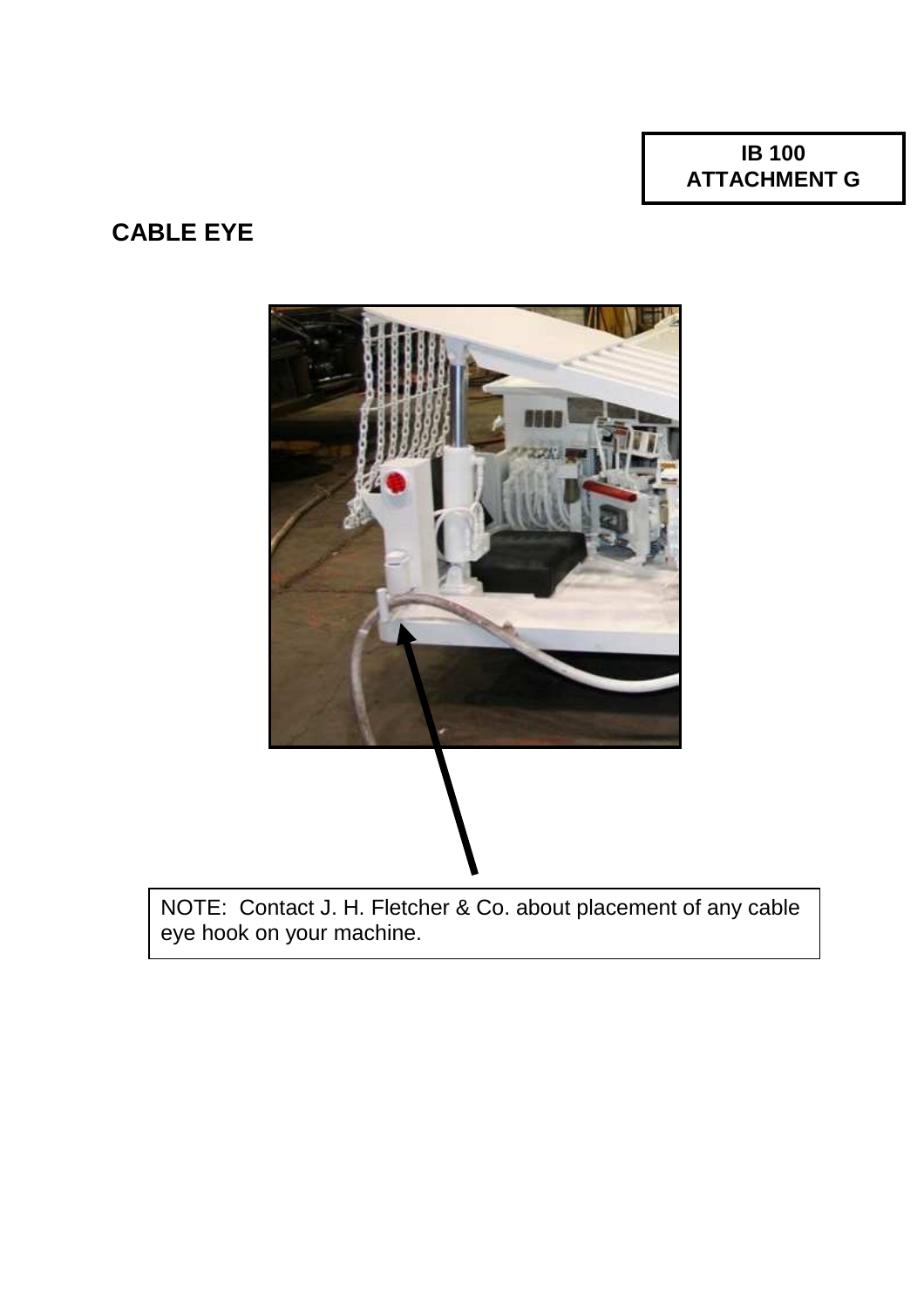**IB 100**
**ATTACHMENT G**

## CABLE EYE

NOTE: Contact J. H. Fletcher & Co. about placement of any cable eye hook on your machine.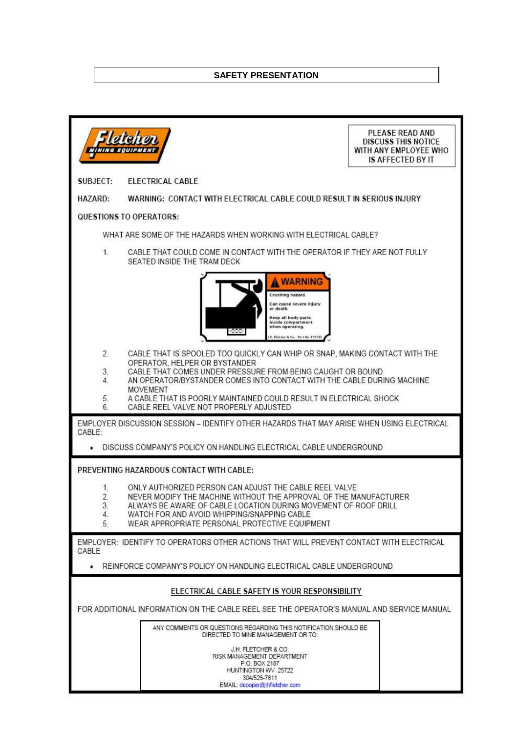## SAFETY PRESENTATION

Fletcher MINING EQUIPMENT

PLEASE READ AND DISCUSS THIS NOTICE WITH ANY EMPLOYEE WHO IS AFFECTED BY IT

SUBJECT: ELECTRICAL CABLE

HAZARD: **WARNING: CONTACT WITH ELECTRICAL CABLE COULD RESULT IN SERIOUS INJURY**

QUESTIONS TO OPERATORS:

WHAT ARE SOME OF THE HAZARDS WHEN WORKING WITH ELECTRICAL CABLE?

1. CABLE THAT COULD COME IN CONTACT WITH THE OPERATOR IF THEY ARE NOT FULLY SEATED INSIDE THE TRAM DECK

**WARNING**

Crushing hazard.

Can cause severe injury or death.

Keep all body parts inside compartment when operating.

J.H. Fletcher & Co. Part No. 135542

2. CABLE THAT IS SPOOLED TOO QUICKLY CAN WHIP OR SNAP, MAKING CONTACT WITH THE OPERATOR, HELPER OR BYSTANDER
3. CABLE THAT COMES UNDER PRESSURE FROM BEING CAUGHT OR BOUND
4. AN OPERATOR/BYSTANDER COMES INTO CONTACT WITH THE CABLE DURING MACHINE MOVEMENT
5. A CABLE THAT IS POORLY MAINTAINED COULD RESULT IN ELECTRICAL SHOCK
6. CABLE REEL VALVE NOT PROPERLY ADJUSTED

EMPLOYER DISCUSSION SESSION – IDENTIFY OTHER HAZARDS THAT MAY ARISE WHEN USING ELECTRICAL CABLE:

- DISCUSS COMPANY'S POLICY ON HANDLING ELECTRICAL CABLE UNDERGROUND

PREVENTING HAZARDOUS CONTACT WITH CABLE:

1. ONLY AUTHORIZED PERSON CAN ADJUST THE CABLE REEL VALVE
2. NEVER MODIFY THE MACHINE WITHOUT THE APPROVAL OF THE MANUFACTURER
3. ALWAYS BE AWARE OF CABLE LOCATION DURING MOVEMENT OF ROOF DRILL
4. WATCH FOR AND AVOID WHIPPING/SNAPPING CABLE
5. WEAR APPROPRIATE PERSONAL PROTECTIVE EQUIPMENT

EMPLOYER: IDENTIFY TO OPERATORS OTHER ACTIONS THAT WILL PREVENT CONTACT WITH ELECTRICAL CABLE

- REINFORCE COMPANY'S POLICY ON HANDLING ELECTRICAL CABLE UNDERGROUND

<u>ELECTRICAL CABLE SAFETY IS YOUR RESPONSIBILITY</u>

FOR ADDITIONAL INFORMATION ON THE CABLE REEL SEE THE OPERATOR'S MANUAL AND SERVICE MANUAL

ANY COMMENTS OR QUESTIONS REGARDING THIS NOTIFICATION SHOULD BE DIRECTED TO MINE MANAGEMENT OR TO:

J.H. FLETCHER & CO.
RISK MANAGEMENT DEPARTMENT
P.O. BOX 2187
HUNTINGTON WV 25722
304/525-7811
EMAIL: dcooper@jhfletcher.com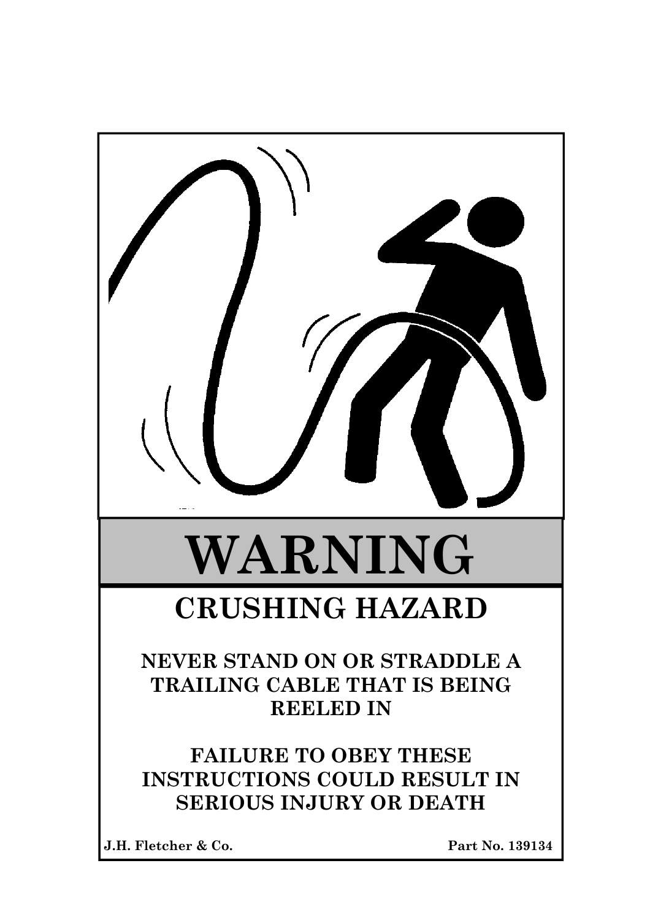# WARNING

## CRUSHING HAZARD

**NEVER STAND ON OR STRADDLE A TRAILING CABLE THAT IS BEING REELED IN**

**FAILURE TO OBEY THESE INSTRUCTIONS COULD RESULT IN SERIOUS INJURY OR DEATH**

**J.H. Fletcher & Co.** **Part No. 139134**